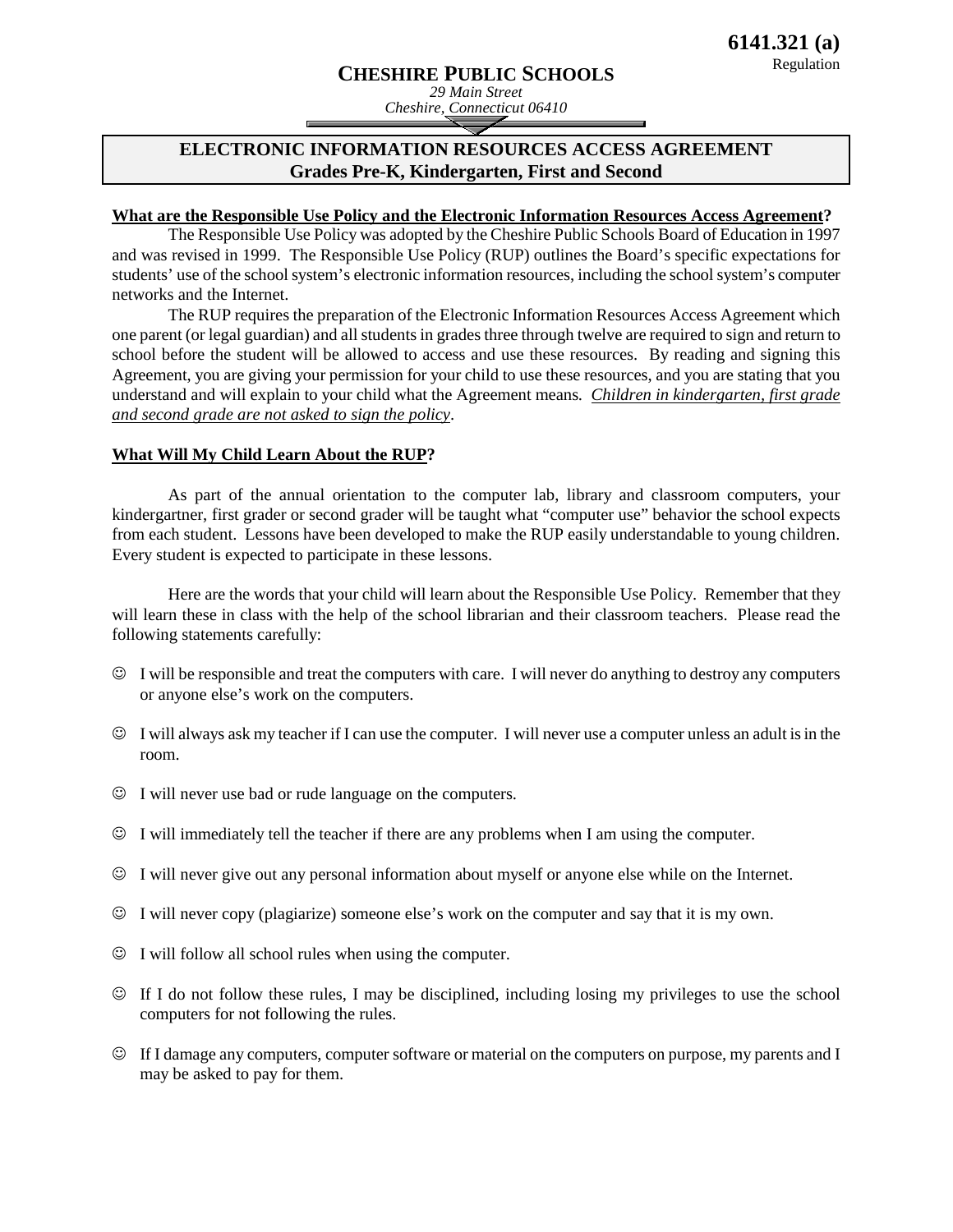6141.321 (a)
Regulation

# CHESHIRE PUBLIC SCHOOLS

*29 Main Street*
*Cheshire, Connecticut 06410*

## ELECTRONIC INFORMATION RESOURCES ACCESS AGREEMENT
## Grades Pre-K, Kindergarten, First and Second

**What are the Responsible Use Policy and the Electronic Information Resources Access Agreement?**

The Responsible Use Policy was adopted by the Cheshire Public Schools Board of Education in 1997 and was revised in 1999. The Responsible Use Policy (RUP) outlines the Board's specific expectations for students' use of the school system's electronic information resources, including the school system's computer networks and the Internet.

The RUP requires the preparation of the Electronic Information Resources Access Agreement which one parent (or legal guardian) and all students in grades three through twelve are required to sign and return to school before the student will be allowed to access and use these resources. By reading and signing this Agreement, you are giving your permission for your child to use these resources, and you are stating that you understand and will explain to your child what the Agreement means. *Children in kindergarten, first grade and second grade are not asked to sign the policy*.

**What Will My Child Learn About the RUP?**

As part of the annual orientation to the computer lab, library and classroom computers, your kindergartner, first grader or second grader will be taught what "computer use" behavior the school expects from each student. Lessons have been developed to make the RUP easily understandable to young children. Every student is expected to participate in these lessons.

Here are the words that your child will learn about the Responsible Use Policy. Remember that they will learn these in class with the help of the school librarian and their classroom teachers. Please read the following statements carefully:

- ☺ I will be responsible and treat the computers with care. I will never do anything to destroy any computers or anyone else's work on the computers.
- ☺ I will always ask my teacher if I can use the computer. I will never use a computer unless an adult is in the room.
- ☺ I will never use bad or rude language on the computers.
- ☺ I will immediately tell the teacher if there are any problems when I am using the computer.
- ☺ I will never give out any personal information about myself or anyone else while on the Internet.
- ☺ I will never copy (plagiarize) someone else's work on the computer and say that it is my own.
- ☺ I will follow all school rules when using the computer.
- ☺ If I do not follow these rules, I may be disciplined, including losing my privileges to use the school computers for not following the rules.
- ☺ If I damage any computers, computer software or material on the computers on purpose, my parents and I may be asked to pay for them.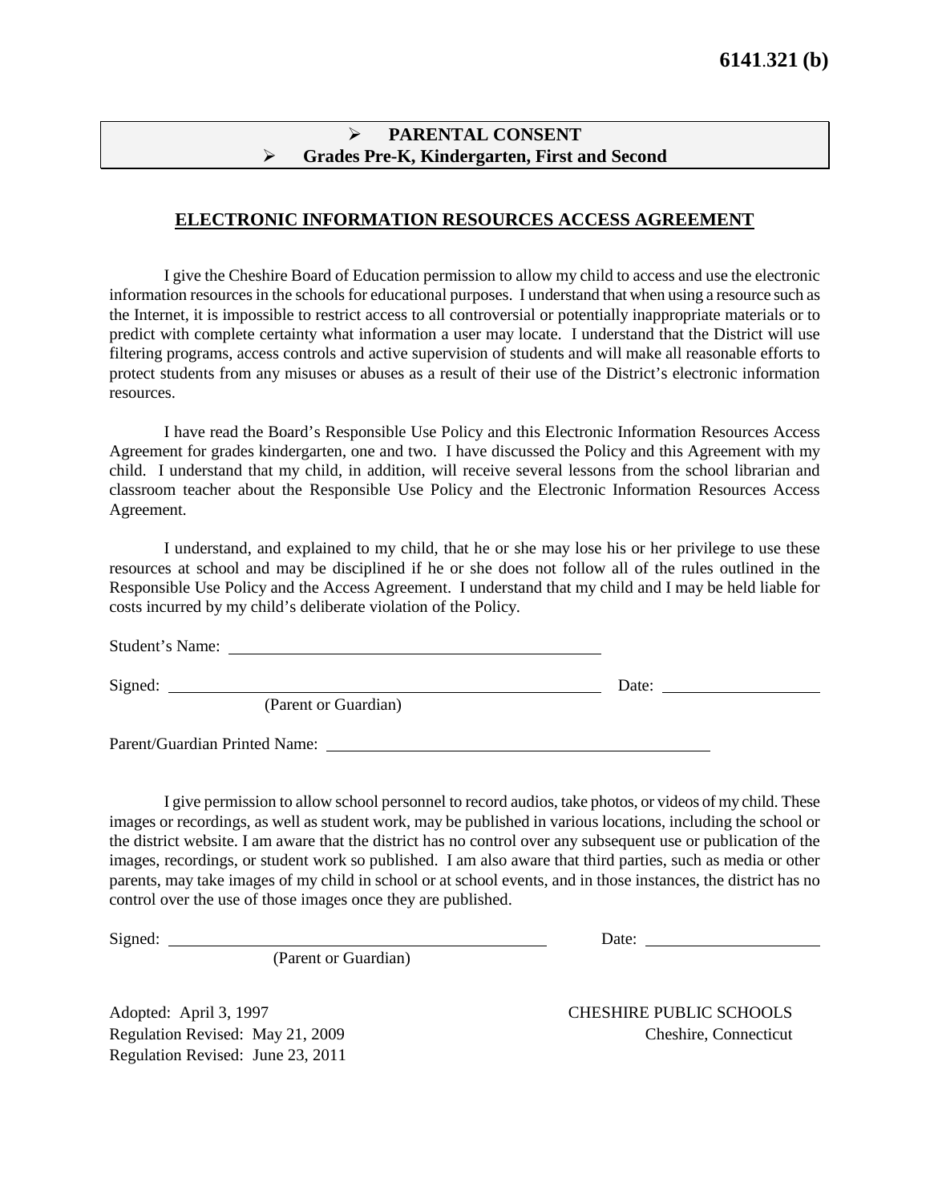**6141.321 (b)**

- **PARENTAL CONSENT**
- **Grades Pre-K, Kindergarten, First and Second**

## ELECTRONIC INFORMATION RESOURCES ACCESS AGREEMENT

I give the Cheshire Board of Education permission to allow my child to access and use the electronic information resources in the schools for educational purposes. I understand that when using a resource such as the Internet, it is impossible to restrict access to all controversial or potentially inappropriate materials or to predict with complete certainty what information a user may locate. I understand that the District will use filtering programs, access controls and active supervision of students and will make all reasonable efforts to protect students from any misuses or abuses as a result of their use of the District's electronic information resources.

I have read the Board's Responsible Use Policy and this Electronic Information Resources Access Agreement for grades kindergarten, one and two. I have discussed the Policy and this Agreement with my child. I understand that my child, in addition, will receive several lessons from the school librarian and classroom teacher about the Responsible Use Policy and the Electronic Information Resources Access Agreement.

I understand, and explained to my child, that he or she may lose his or her privilege to use these resources at school and may be disciplined if he or she does not follow all of the rules outlined in the Responsible Use Policy and the Access Agreement. I understand that my child and I may be held liable for costs incurred by my child's deliberate violation of the Policy.

Student's Name: ____________________________________________

Signed: ____________________________________________ Date: ____________________
(Parent or Guardian)

Parent/Guardian Printed Name: ____________________________________________

I give permission to allow school personnel to record audios, take photos, or videos of my child. These images or recordings, as well as student work, may be published in various locations, including the school or the district website. I am aware that the district has no control over any subsequent use or publication of the images, recordings, or student work so published. I am also aware that third parties, such as media or other parents, may take images of my child in school or at school events, and in those instances, the district has no control over the use of those images once they are published.

Signed: ____________________________________________ Date: ____________________
(Parent or Guardian)

Adopted: April 3, 1997
Regulation Revised: May 21, 2009
Regulation Revised: June 23, 2011

CHESHIRE PUBLIC SCHOOLS
Cheshire, Connecticut